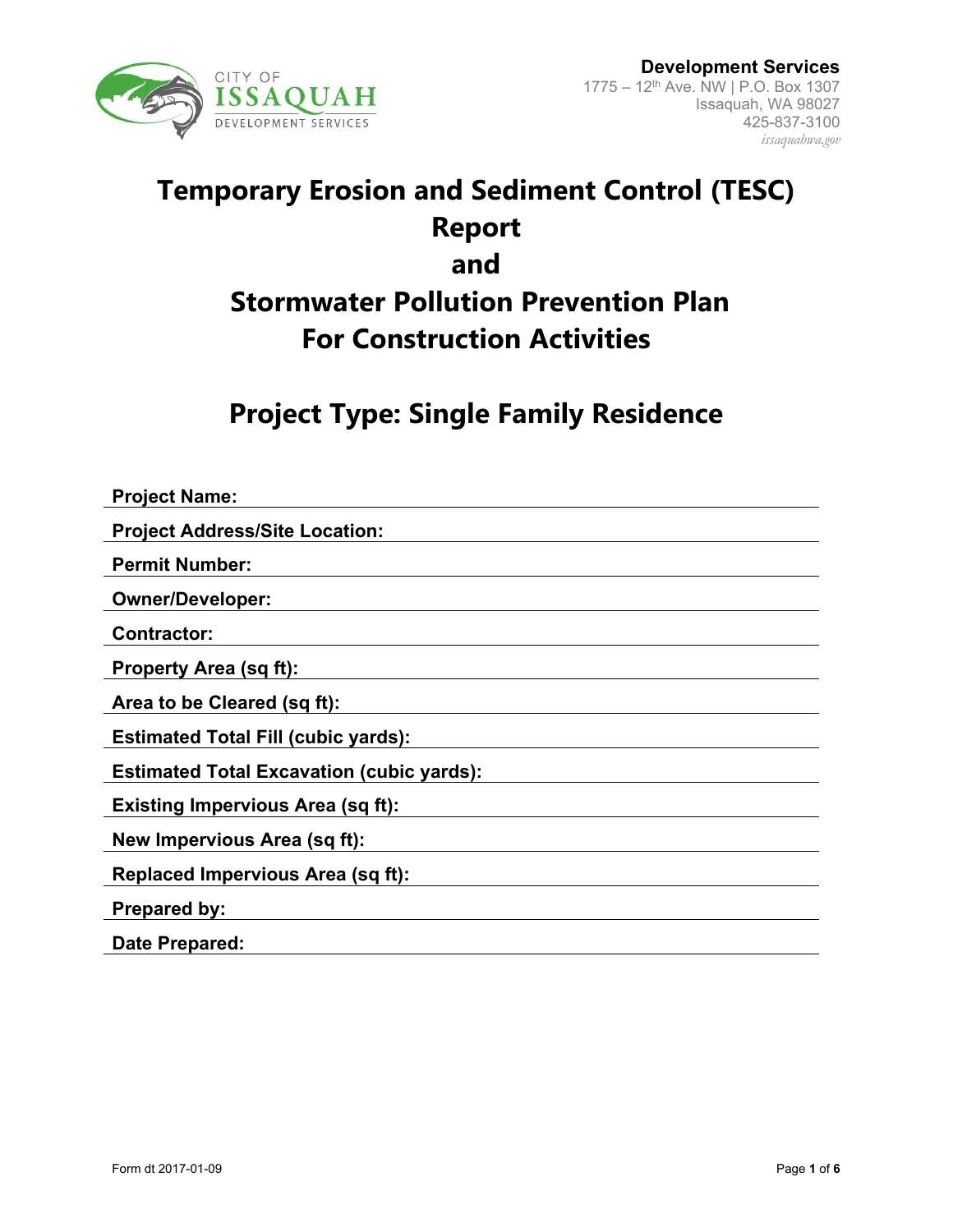CITY OF ISSAQUAH DEVELOPMENT SERVICES

**Development Services**
1775 – 12th Ave. NW | P.O. Box 1307
Issaquah, WA 98027
425-837-3100
*issaquahwa.gov*

# Temporary Erosion and Sediment Control (TESC) Report and Stormwater Pollution Prevention Plan For Construction Activities

## Project Type: Single Family Residence

**Project Name:**

**Project Address/Site Location:**

**Permit Number:**

**Owner/Developer:**

**Contractor:**

**Property Area (sq ft):**

**Area to be Cleared (sq ft):**

**Estimated Total Fill (cubic yards):**

**Estimated Total Excavation (cubic yards):**

**Existing Impervious Area (sq ft):**

**New Impervious Area (sq ft):**

**Replaced Impervious Area (sq ft):**

**Prepared by:**

**Date Prepared:**

Form dt 2017-01-09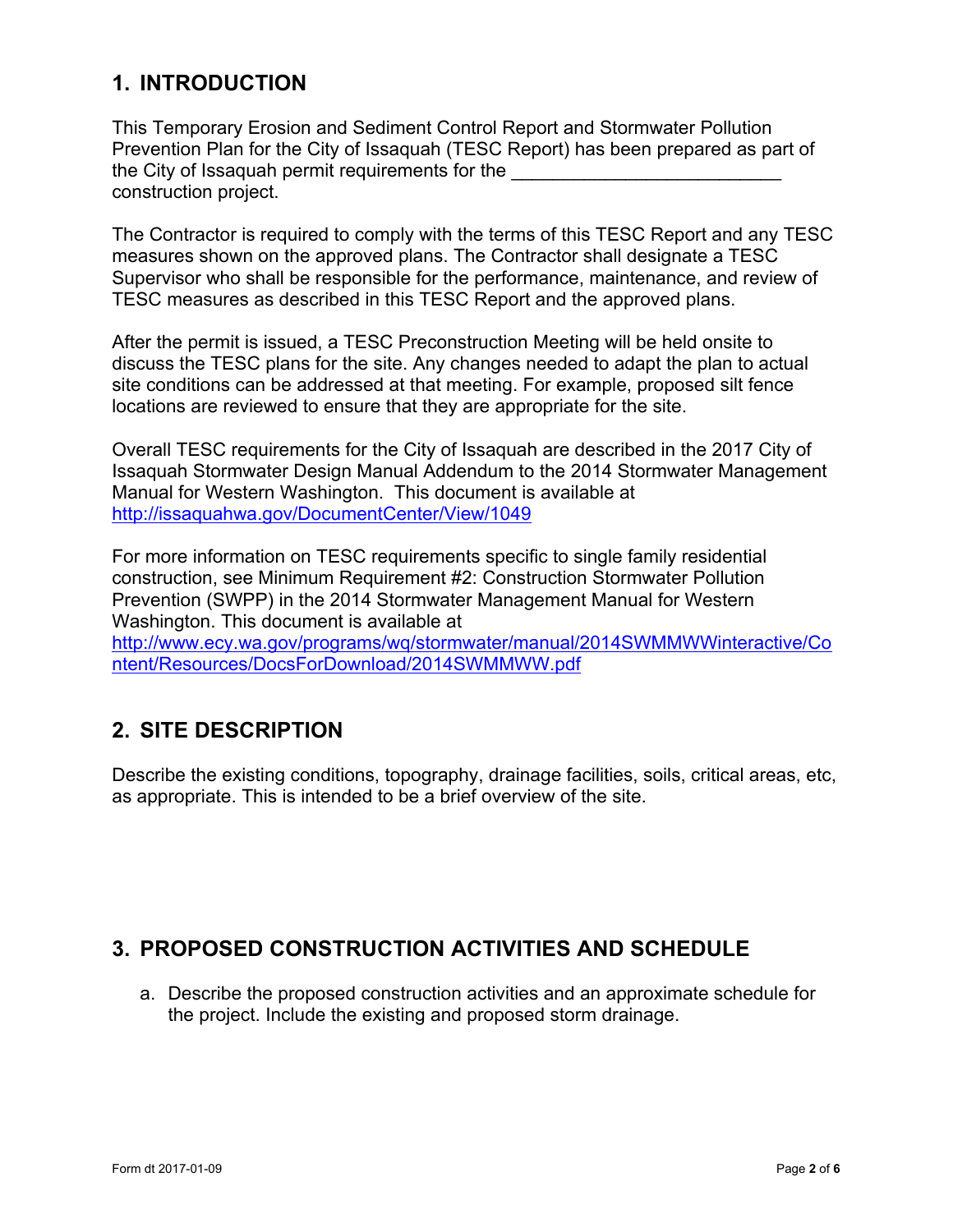## 1. INTRODUCTION

This Temporary Erosion and Sediment Control Report and Stormwater Pollution Prevention Plan for the City of Issaquah (TESC Report) has been prepared as part of the City of Issaquah permit requirements for the ___________________________ construction project.

The Contractor is required to comply with the terms of this TESC Report and any TESC measures shown on the approved plans. The Contractor shall designate a TESC Supervisor who shall be responsible for the performance, maintenance, and review of TESC measures as described in this TESC Report and the approved plans.

After the permit is issued, a TESC Preconstruction Meeting will be held onsite to discuss the TESC plans for the site. Any changes needed to adapt the plan to actual site conditions can be addressed at that meeting. For example, proposed silt fence locations are reviewed to ensure that they are appropriate for the site.

Overall TESC requirements for the City of Issaquah are described in the 2017 City of Issaquah Stormwater Design Manual Addendum to the 2014 Stormwater Management Manual for Western Washington. This document is available at http://issaquahwa.gov/DocumentCenter/View/1049

For more information on TESC requirements specific to single family residential construction, see Minimum Requirement #2: Construction Stormwater Pollution Prevention (SWPP) in the 2014 Stormwater Management Manual for Western Washington. This document is available at http://www.ecy.wa.gov/programs/wq/stormwater/manual/2014SWMMWWinteractive/Content/Resources/DocsForDownload/2014SWMMWW.pdf

## 2. SITE DESCRIPTION

Describe the existing conditions, topography, drainage facilities, soils, critical areas, etc, as appropriate. This is intended to be a brief overview of the site.

## 3. PROPOSED CONSTRUCTION ACTIVITIES AND SCHEDULE

a. Describe the proposed construction activities and an approximate schedule for the project. Include the existing and proposed storm drainage.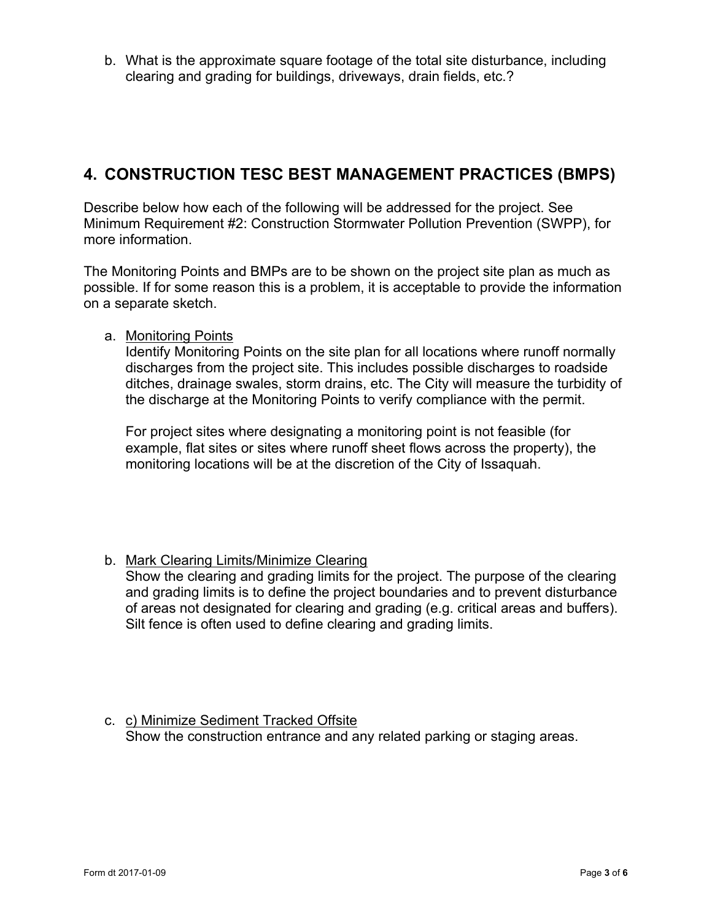b. What is the approximate square footage of the total site disturbance, including clearing and grading for buildings, driveways, drain fields, etc.?

## 4. CONSTRUCTION TESC BEST MANAGEMENT PRACTICES (BMPS)

Describe below how each of the following will be addressed for the project. See Minimum Requirement #2: Construction Stormwater Pollution Prevention (SWPP), for more information.

The Monitoring Points and BMPs are to be shown on the project site plan as much as possible. If for some reason this is a problem, it is acceptable to provide the information on a separate sketch.

a. Monitoring Points
   Identify Monitoring Points on the site plan for all locations where runoff normally discharges from the project site. This includes possible discharges to roadside ditches, drainage swales, storm drains, etc. The City will measure the turbidity of the discharge at the Monitoring Points to verify compliance with the permit.

   For project sites where designating a monitoring point is not feasible (for example, flat sites or sites where runoff sheet flows across the property), the monitoring locations will be at the discretion of the City of Issaquah.

b. Mark Clearing Limits/Minimize Clearing
   Show the clearing and grading limits for the project. The purpose of the clearing and grading limits is to define the project boundaries and to prevent disturbance of areas not designated for clearing and grading (e.g. critical areas and buffers). Silt fence is often used to define clearing and grading limits.

c. c) Minimize Sediment Tracked Offsite
   Show the construction entrance and any related parking or staging areas.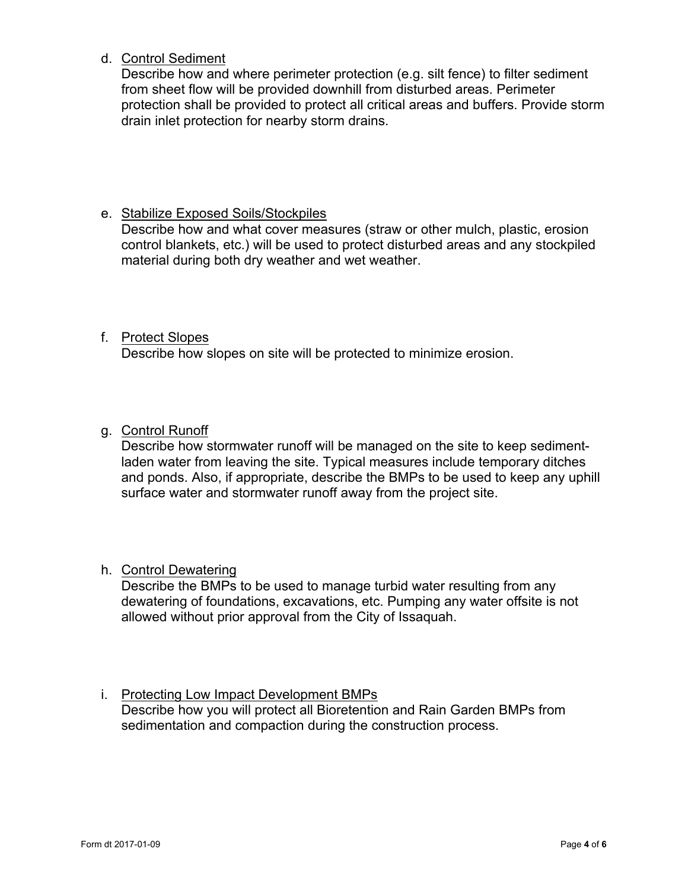d. <u>Control Sediment</u>
   Describe how and where perimeter protection (e.g. silt fence) to filter sediment from sheet flow will be provided downhill from disturbed areas. Perimeter protection shall be provided to protect all critical areas and buffers. Provide storm drain inlet protection for nearby storm drains.

e. <u>Stabilize Exposed Soils/Stockpiles</u>
   Describe how and what cover measures (straw or other mulch, plastic, erosion control blankets, etc.) will be used to protect disturbed areas and any stockpiled material during both dry weather and wet weather.

f. <u>Protect Slopes</u>
   Describe how slopes on site will be protected to minimize erosion.

g. <u>Control Runoff</u>
   Describe how stormwater runoff will be managed on the site to keep sediment-laden water from leaving the site. Typical measures include temporary ditches and ponds. Also, if appropriate, describe the BMPs to be used to keep any uphill surface water and stormwater runoff away from the project site.

h. <u>Control Dewatering</u>
   Describe the BMPs to be used to manage turbid water resulting from any dewatering of foundations, excavations, etc. Pumping any water offsite is not allowed without prior approval from the City of Issaquah.

i. <u>Protecting Low Impact Development BMPs</u>
   Describe how you will protect all Bioretention and Rain Garden BMPs from sedimentation and compaction during the construction process.

Form dt 2017-01-09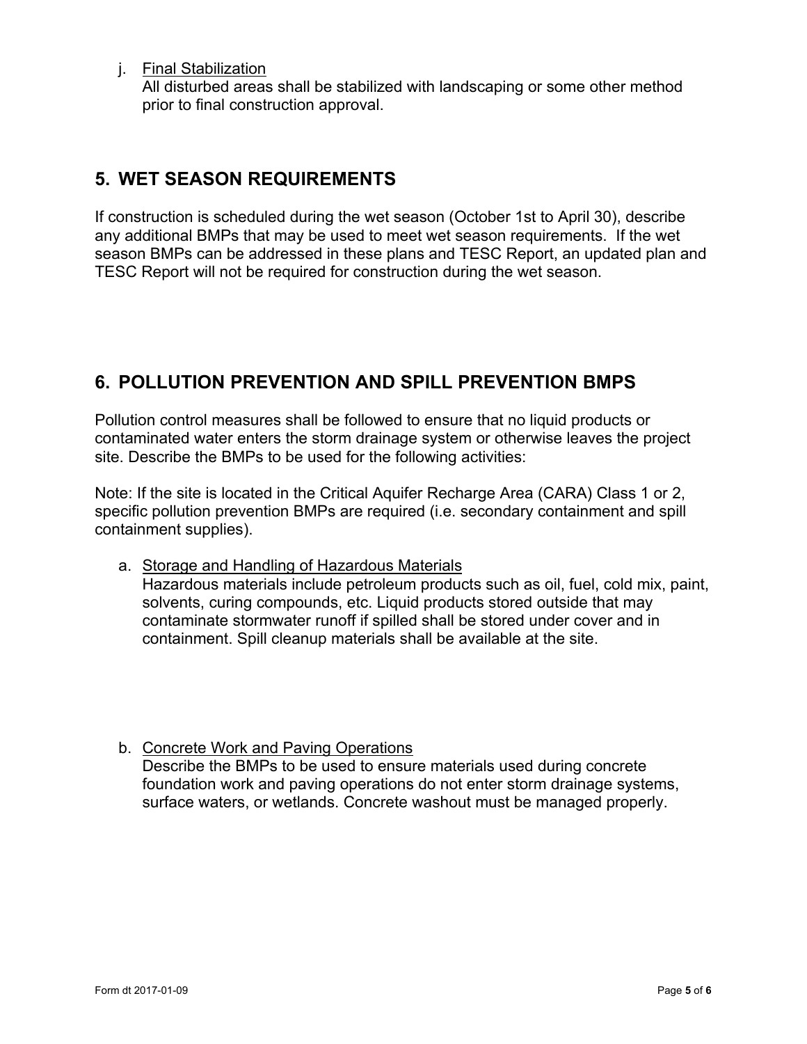j. <u>Final Stabilization</u>
   All disturbed areas shall be stabilized with landscaping or some other method prior to final construction approval.

## 5. WET SEASON REQUIREMENTS

If construction is scheduled during the wet season (October 1st to April 30), describe any additional BMPs that may be used to meet wet season requirements. If the wet season BMPs can be addressed in these plans and TESC Report, an updated plan and TESC Report will not be required for construction during the wet season.

## 6. POLLUTION PREVENTION AND SPILL PREVENTION BMPS

Pollution control measures shall be followed to ensure that no liquid products or contaminated water enters the storm drainage system or otherwise leaves the project site. Describe the BMPs to be used for the following activities:

Note: If the site is located in the Critical Aquifer Recharge Area (CARA) Class 1 or 2, specific pollution prevention BMPs are required (i.e. secondary containment and spill containment supplies).

a. <u>Storage and Handling of Hazardous Materials</u>
   Hazardous materials include petroleum products such as oil, fuel, cold mix, paint, solvents, curing compounds, etc. Liquid products stored outside that may contaminate stormwater runoff if spilled shall be stored under cover and in containment. Spill cleanup materials shall be available at the site.

b. <u>Concrete Work and Paving Operations</u>
   Describe the BMPs to be used to ensure materials used during concrete foundation work and paving operations do not enter storm drainage systems, surface waters, or wetlands. Concrete washout must be managed properly.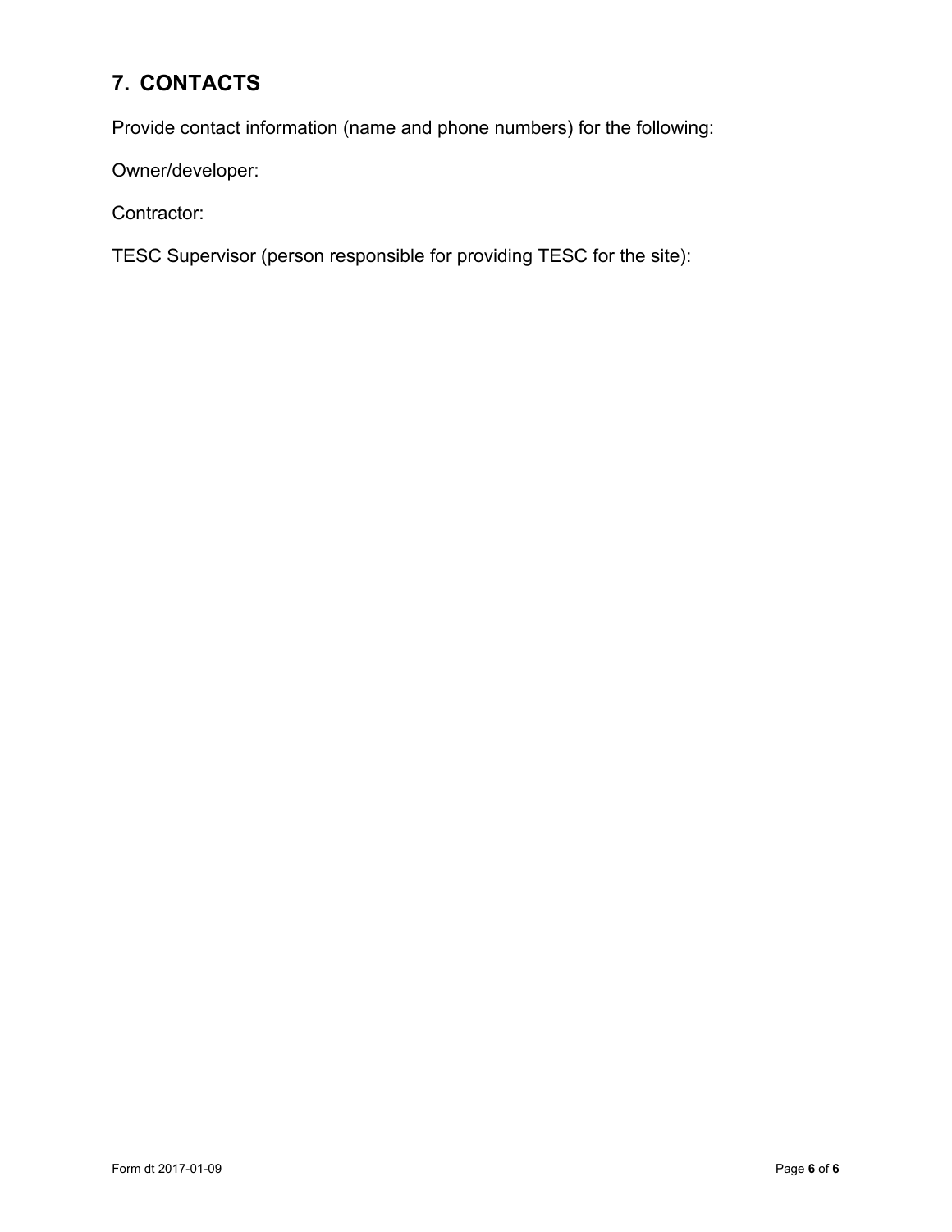## 7. CONTACTS

Provide contact information (name and phone numbers) for the following:

Owner/developer:

Contractor:

TESC Supervisor (person responsible for providing TESC for the site):